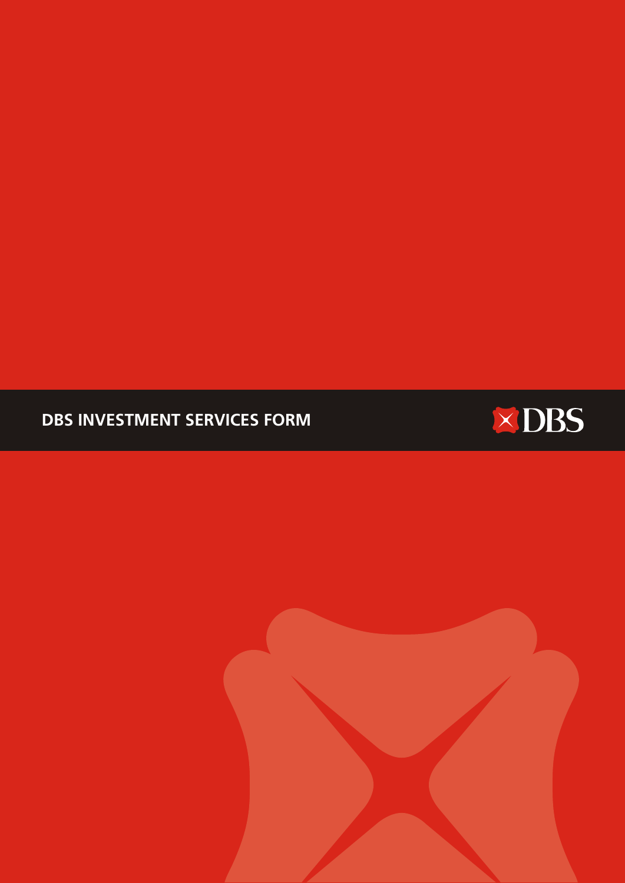# DBS INVESTMENT SERVICES FORM

DBS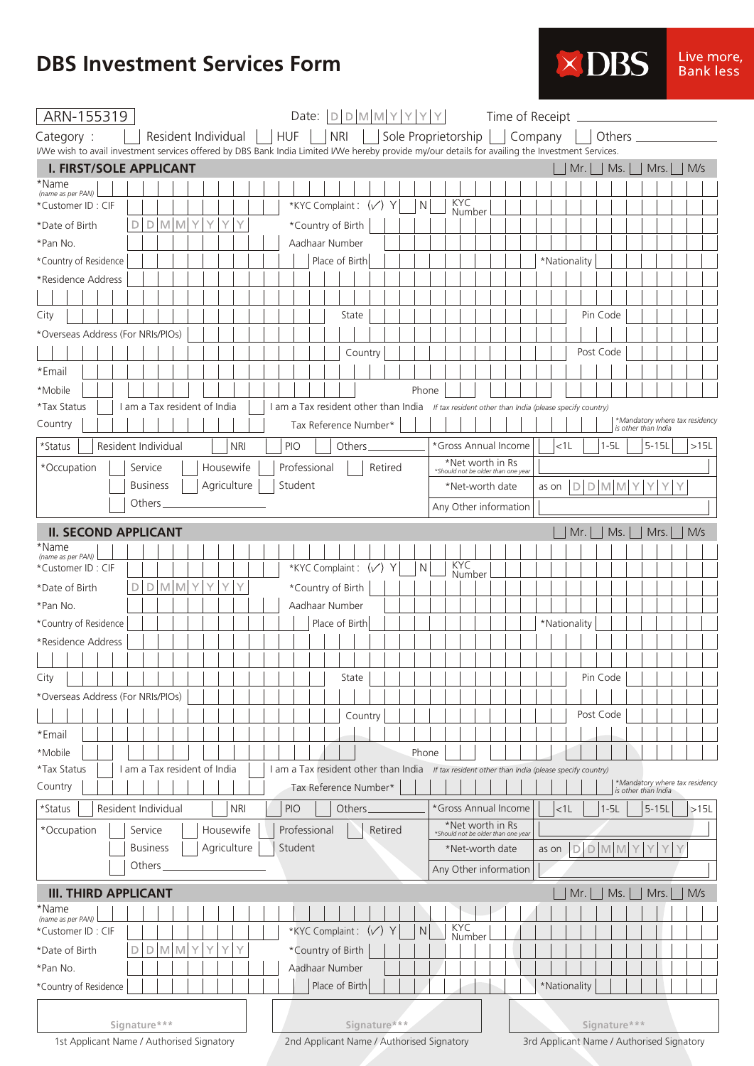# DBS Investment Services Form

DBS Live more, Bank less

ARN-155319    Date: D D M M Y Y Y Y    Time of Receipt ________

Category : ☐ Resident Individual ☐ HUF ☐ NRI ☐ Sole Proprietorship ☐ Company ☐ Others ________

I/We wish to avail investment services offered by DBS Bank India Limited I/We hereby provide my/our details for availing the Investment Services.

## I. FIRST/SOLE APPLICANT

☐ Mr. ☐ Ms. ☐ Mrs. ☐ M/s

*Name (name as per PAN)

*Customer ID : CIF    *KYC Complaint : (✓) Y ☐ N ☐    KYC Number

*Date of Birth D D M M Y Y Y Y    *Country of Birth

*Pan No.    Aadhaar Number

*Country of Residence    Place of Birth    *Nationality

*Residence Address

City    State    Pin Code

*Overseas Address (For NRIs/PIOs)

Country    Post Code

*Email

*Mobile    Phone

*Tax Status ☐ I am a Tax resident of India ☐ I am a Tax resident other than India *If tax resident other than India (please specify country)*

Country    Tax Reference Number*    *\*Mandatory where tax residency is other than India*

*Status ☐ Resident Individual ☐ NRI ☐ PIO ☐ Others ________    *Gross Annual Income ☐ <1L ☐ 1-5L ☐ 5-15L ☐ >15L

*Occupation ☐ Service ☐ Housewife ☐ Professional ☐ Retired ☐ Business ☐ Agriculture ☐ Student ☐ Others ________

*Net worth in Rs (*Should not be older than one year)

*Net-worth date as on D D M M Y Y Y Y

Any Other information

## II. SECOND APPLICANT

☐ Mr. ☐ Ms. ☐ Mrs. ☐ M/s

*Name (name as per PAN)

*Customer ID : CIF    *KYC Complaint : (✓) Y ☐ N ☐    KYC Number

*Date of Birth D D M M Y Y Y Y    *Country of Birth

*Pan No.    Aadhaar Number

*Country of Residence    Place of Birth    *Nationality

*Residence Address

City    State    Pin Code

*Overseas Address (For NRIs/PIOs)

Country    Post Code

*Email

*Mobile    Phone

*Tax Status ☐ I am a Tax resident of India ☐ I am a Tax resident other than India *If tax resident other than India (please specify country)*

Country    Tax Reference Number*    *\*Mandatory where tax residency is other than India*

*Status ☐ Resident Individual ☐ NRI ☐ PIO ☐ Others ________    *Gross Annual Income ☐ <1L ☐ 1-5L ☐ 5-15L ☐ >15L

*Occupation ☐ Service ☐ Housewife ☐ Professional ☐ Retired ☐ Business ☐ Agriculture ☐ Student ☐ Others ________

*Net worth in Rs (*Should not be older than one year)

*Net-worth date as on D D M M Y Y Y Y

Any Other information

## III. THIRD APPLICANT

☐ Mr. ☐ Ms. ☐ Mrs. ☐ M/s

*Name (name as per PAN)

*Customer ID : CIF    *KYC Complaint : (✓) Y ☐ N ☐    KYC Number

*Date of Birth D D M M Y Y Y Y    *Country of Birth

*Pan No.    Aadhaar Number

*Country of Residence    Place of Birth    *Nationality

| Signature*** | Signature*** | Signature*** |
|---|---|---|
| 1st Applicant Name / Authorised Signatory | 2nd Applicant Name / Authorised Signatory | 3rd Applicant Name / Authorised Signatory |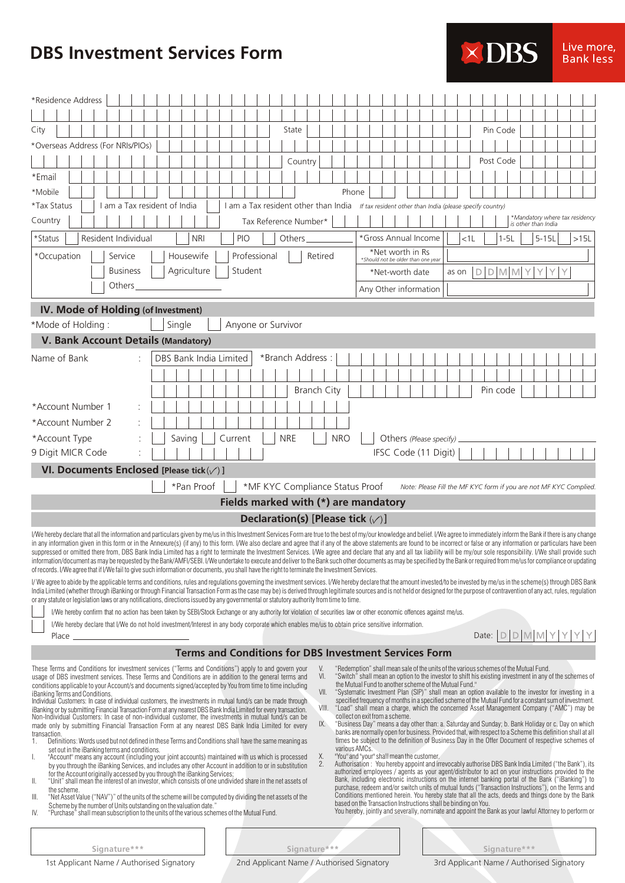# DBS Investment Services Form

**DBS** Live more, Bank less

*Residence Address

City | State | Pin Code

*Overseas Address (For NRIs/PIOs)

Country | Post Code

*Email

*Mobile | Phone

*Tax Status ☐ I am a Tax resident of India ☐ I am a Tax resident other than India *If tax resident other than India (please specify country)*

Country | Tax Reference Number* | *\*Mandatory where tax residency is other than India*

*Status ☐ Resident Individual ☐ NRI ☐ PIO ☐ Others ________

*Gross Annual Income ☐ <1L ☐ 1-5L ☐ 5-15L ☐ >15L

*Occupation ☐ Service ☐ Housewife ☐ Professional ☐ Retired ☐ Business ☐ Agriculture ☐ Student ☐ Others ________

*Net worth in Rs *\*Should not be older than one year*

*Net-worth date as on D D M M Y Y Y Y

Any Other information

## IV. Mode of Holding (of Investment)

*Mode of Holding : ☐ Single ☐ Anyone or Survivor

## V. Bank Account Details (Mandatory)

Name of Bank : DBS Bank India Limited | *Branch Address :

Branch City | Pin code

*Account Number 1 :

*Account Number 2 :

*Account Type : ☐ Saving ☐ Current ☐ NRE ☐ NRO ☐ Others *(Please specify)* ________

9 Digit MICR Code : | IFSC Code (11 Digit)

## VI. Documents Enclosed [Please tick (✓)]

☐ *Pan Proof ☐ *MF KYC Compliance Status Proof *Note: Please Fill the MF KYC form if you are not MF KYC Complied.*

**Fields marked with (*) are mandatory**

**Declaration(s) [Please tick (✓)]**

I/We hereby declare that all the information and particulars given by me/us in this Investment Services Form are true to the best of my/our knowledge and belief. I/We agree to immediately inform the Bank if there is any change in any information given in this form or in the Annexure(s) (if any) to this form. I/We also declare and agree that if any of the above statements are found to be incorrect or false or any information or particulars have been suppressed or omitted there from, DBS Bank India Limited has a right to terminate the Investment Services. I/We agree and declare that any and all tax liability will be my/our sole responsibility. I/We shall provide such information/document as may be requested by the Bank/AMFI/SEBI. I/We undertake to execute and deliver to the Bank such other documents as may be specified by the Bank or required from me/us for compliance or updating of records. I/We agree that if I/We fail to give such information or documents, you shall have the right to terminate the Investment Services.

I/ We agree to abide by the applicable terms and conditions, rules and regulations governing the investment services. I/We hereby declare that the amount invested/to be invested by me/us in the scheme(s) through DBS Bank India Limited (whether through iBanking or through Financial Transaction Form as the case may be) is derived through legitimate sources and is not held or designed for the purpose of contravention of any act, rules, regulation or any statute or legislation laws or any notifications, directions issued by any governmental or statutory authority from time to time.

☐ I/We hereby confirm that no action has been taken by SEBI/Stock Exchange or any authority for violation of securities law or other economic offences against me/us.

☐ I/We hereby declare that I/We do not hold investment/Interest in any body corporate which enables me/us to obtain price sensitive information.

Place ________ Date: D D M M Y Y Y Y

## Terms and Conditions for DBS Investment Services Form

These Terms and Conditions for investment services ("Terms and Conditions") apply to and govern your usage of DBS investment services. These Terms and Conditions are in addition to the general terms and conditions applicable to your Account/s and documents signed/accepted by You from time to time including iBanking Terms and Conditions.

Individual Customers: In case of individual customers, the investments in mutual fund/s can be made through iBanking or by submitting Financial Transaction Form at any nearest DBS Bank India Limited for every transaction.

Non-Individual Customers: In case of non-individual customer, the investments in mutual fund/s can be made only by submitting Financial Transaction Form at any nearest DBS Bank India Limited for every transaction.

1. Definitions: Words used but not defined in these Terms and Conditions shall have the same meaning as set out in the iBanking terms and conditions.

I. "Account" means any account (including your joint accounts) maintained with us which is processed by you through the iBanking Services, and includes any other Account in addition to or in substitution for the Account originally accessed by you through the iBanking Services;

II. "Unit" shall mean the interest of an investor, which consists of one undivided share in the net assets of the scheme.

III. "Net Asset Value ("NAV")" of the units of the scheme will be computed by dividing the net assets of the Scheme by the number of Units outstanding on the valuation date."

IV. "Purchase" shall mean subscription to the units of the various schemes of the Mutual Fund.

V. "Redemption" shall mean sale of the units of the various schemes of the Mutual Fund.

VI. "Switch" shall mean an option to the investor to shift his existing investment in any of the schemes of the Mutual Fund to another scheme of the Mutual Fund."

VII. "Systematic Investment Plan (SIP)" shall mean an option available to the investor for investing in a specified frequency of months in a specified scheme of the Mutual Fund for a constant sum of investment.

VIII. "Load" shall mean a charge, which the concerned Asset Management Company ("AMC") may be collect on exit from a scheme.

IX. "Business Day" means a day other than: a. Saturday and Sunday; b. Bank Holiday or c. Day on which banks are normally open for business. Provided that, with respect to a Scheme this definition shall at all times be subject to the definition of Business Day in the Offer Document of respective schemes of various AMCs.

X. "You" and "your" shall mean the customer.

2. Authorisation : You hereby appoint and irrevocably authorise DBS Bank India Limited ("the Bank"), its authorized employees / agents as your agent/distributor to act on your instructions provided to the Bank, including electronic instructions on the internet banking portal of the Bank ("iBanking") to purchase, redeem and/or switch units of mutual funds ("Transaction Instructions"), on the Terms and Conditions mentioned herein. You hereby state that all the acts, deeds and things done by the Bank based on the Transaction Instructions shall be binding on You.

You hereby, jointly and severally, nominate and appoint the Bank as your lawful Attorney to perform or

| Signature*** | Signature*** | Signature*** |
|---|---|---|
| 1st Applicant Name / Authorised Signatory | 2nd Applicant Name / Authorised Signatory | 3rd Applicant Name / Authorised Signatory |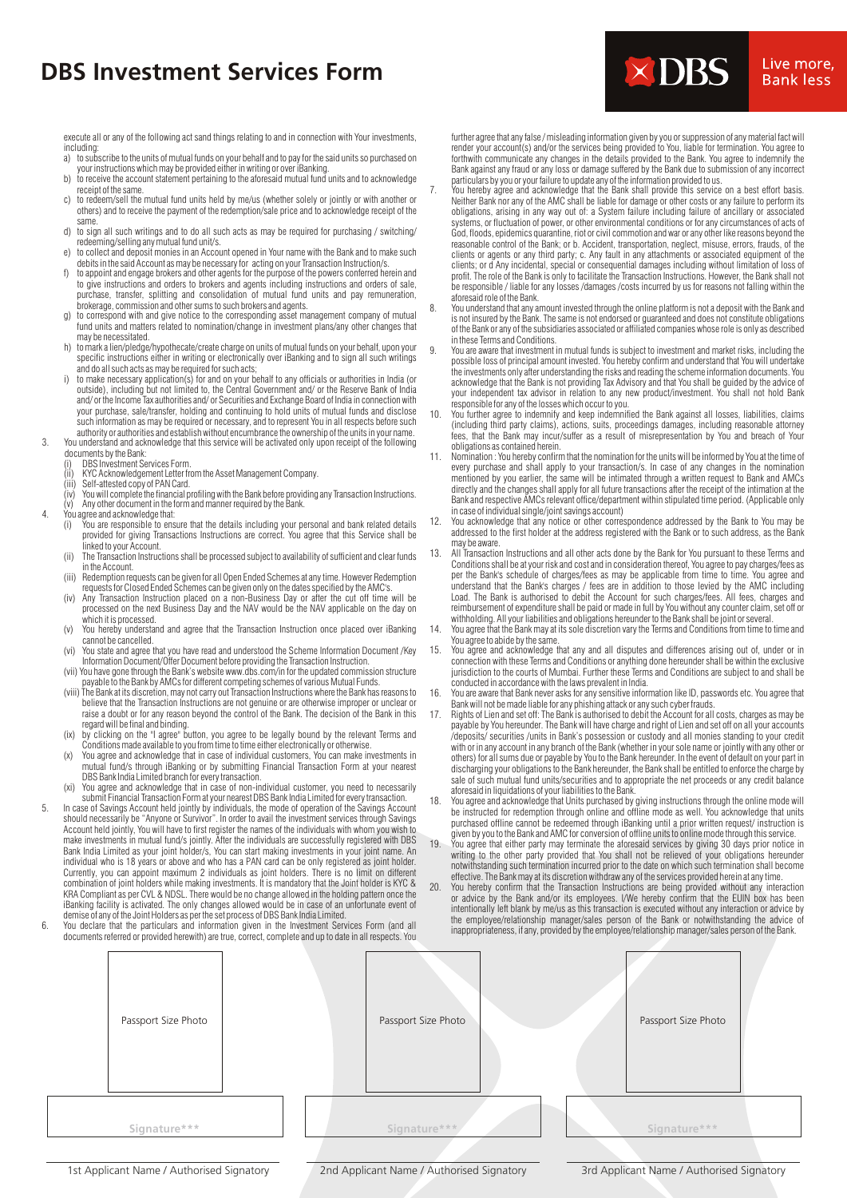# DBS Investment Services Form

execute all or any of the following act sand things relating to and in connection with Your investments, including:

a) to subscribe to the units of mutual funds on your behalf and to pay for the said units so purchased on your instructions which may be provided either in writing or over iBanking.
b) to receive the account statement pertaining to the aforesaid mutual fund units and to acknowledge receipt of the same.
c) to redeem/sell the mutual fund units held by me/us (whether solely or jointly or with another or others) and to receive the payment of the redemption/sale price and to acknowledge receipt of the same.
d) to sign all such writings and to do all such acts as may be required for purchasing / switching/ redeeming/selling any mutual fund unit/s.
e) to collect and deposit monies in an Account opened in Your name with the Bank and to make such debits in the said Account as may be necessary for acting on your Transaction Instruction/s.
f) to appoint and engage brokers and other agents for the purpose of the powers conferred herein and to give instructions and orders to brokers and agents including instructions and orders of sale, purchase, transfer, splitting and consolidation of mutual fund units and pay remuneration, brokerage, commission and other sums to such brokers and agents.
g) to correspond with and give notice to the corresponding asset management company of mutual fund units and matters related to nomination/change in investment plans/any other changes that may be necessitated.
h) to mark a lien/pledge/hypothecate/create charge on units of mutual funds on your behalf, upon your specific instructions either in writing or electronically over iBanking and to sign all such writings and do all such acts as may be required for such acts;
i) to make necessary application(s) for and on your behalf to any officials or authorities in India (or outside), including but not limited to, the Central Government and/ or the Reserve Bank of India and/ or the Income Tax authorities and/ or Securities and Exchange Board of India in connection with your purchase, sale/transfer, holding and continuing to hold units of mutual funds and disclose such information as may be required or necessary, and to represent You in all respects before such authority or authorities and establish without encumbrance the ownership of the units in your name.

3. You understand and acknowledge that this service will be activated only upon receipt of the following documents by the Bank:
   (i) DBS Investment Services Form.
   (ii) KYC Acknowledgement Letter from the Asset Management Company.
   (iii) Self-attested copy of PAN Card.
   (iv) You will complete the financial profiling with the Bank before providing any Transaction Instructions.
   (v) Any other document in the form and manner required by the Bank.
4. You agree and acknowledge that:
   (i) You are responsible to ensure that the details including your personal and bank related details provided for giving Transactions Instructions are correct. You agree that this Service shall be linked to your Account.
   (ii) The Transaction Instructions shall be processed subject to availability of sufficient and clear funds in the Account.
   (iii) Redemption requests can be given for all Open Ended Schemes at any time. However Redemption requests for Closed Ended Schemes can be given only on the dates specified by the AMC's.
   (iv) Any Transaction Instruction placed on a non-Business Day or after the cut off time will be processed on the next Business Day and the NAV would be the NAV applicable on the day on which it is processed.
   (v) You hereby understand and agree that the Transaction Instruction once placed over iBanking cannot be cancelled.
   (vi) You state and agree that you have read and understood the Scheme Information Document /Key Information Document/Offer Document before providing the Transaction Instruction.
   (vii) You have gone through the Bank's website www.dbs.com/in for the updated commission structure payable to the Bank by AMCs for different competing schemes of various Mutual Funds.
   (viii) The Bank at its discretion, may not carry out Transaction Instructions where the Bank has reasons to believe that the Transaction Instructions are not genuine or are otherwise improper or unclear or raise a doubt or for any reason beyond the control of the Bank. The decision of the Bank in this regard will be final and binding.
   (ix) by clicking on the "I agree" button, you agree to be legally bound by the relevant Terms and Conditions made available to you from time to time either electronically or otherwise.
   (x) You agree and acknowledge that in case of individual customers, You can make investments in mutual fund/s through iBanking or by submitting Financial Transaction Form at your nearest DBS Bank India Limited branch for every transaction.
   (xi) You agree and acknowledge that in case of non-individual customer, you need to necessarily submit Financial Transaction Form at your nearest DBS Bank India Limited for every transaction.
5. In case of Savings Account held jointly by individuals, the mode of operation of the Savings Account should necessarily be "Anyone or Survivor". In order to avail the investment services through Savings Account held jointly, You will have to first register the names of the individuals with whom you wish to make investments in mutual fund/s jointly. After the individuals are successfully registered with DBS Bank India Limited as your joint holder(s), You can start making investments in your joint name. An individual who is 18 years or above and who has a PAN card can be only registered as joint holder. Currently, you can appoint maximum 2 individuals as joint holders. There is no limit on different combination of joint holders while making investments. It is mandatory that the Joint holder is KYC & KRA Compliant as per CVL & NDSL. There would be no change allowed in the holding pattern once the iBanking facility is activated. The only changes allowed would be in case of an unfortunate event of demise of any of the Joint Holders as per the set process of DBS Bank India Limited.
6. You declare that the particulars and information given in the Investment Services Form (and all documents referred or provided herewith) are true, correct, complete and up to date in all respects. You further agree that any false / misleading information given by you or suppression of any material fact will render your account(s) and/or the services being provided to You, liable for termination. You agree to forthwith communicate any changes in the details provided to the Bank. You agree to indemnify the Bank against any fraud or any loss or damage suffered by the Bank due to submission of any incorrect particulars by you or your failure to update any of the information provided to us.
7. You hereby agree and acknowledge that the Bank shall provide this service on a best effort basis. Neither Bank nor any of the AMC shall be liable for damage or other costs or any failure to perform its obligations, arising in any way out of: a System failure including failure of ancillary or associated systems, or fluctuation of power, or other environmental conditions or for any circumstances of acts of God, floods, epidemics quarantine, riot or civil commotion and war or any other like reasons beyond the reasonable control of the Bank; or b. Accident, transportation, neglect, misuse, errors, frauds, of the clients or agents or any third party; c. Any fault in any attachments or associated equipment of the clients; or d Any incidental, special or consequential damages including without limitation of loss of profit. The role of the Bank is only to facilitate the Transaction Instructions. However, the Bank shall not be responsible / liable for any losses /damages /costs incurred by us for reasons not falling within the aforesaid role of the Bank.
8. You understand that any amount invested through the online platform is not a deposit with the Bank and is not insured by the Bank. The same is not endorsed or guaranteed and does not constitute obligations of the Bank or any of the subsidiaries associated or affiliated companies whose role is only as described in these Terms and Conditions.
9. You are aware that investment in mutual funds is subject to investment and market risks, including the possible loss of principal amount invested. You hereby confirm and understand that You will undertake the investments only after understanding the risks and reading the scheme information documents. You acknowledge that the Bank is not providing Tax Advisory and that You shall be guided by the advice of your independent tax advisor in relation to any new product/investment. You shall not hold Bank responsible for any of the losses which occur to you.
10. You further agree to indemnify and keep indemnified the Bank against all losses, liabilities, claims (including third party claims), actions, suits, proceedings damages, including reasonable attorney fees, that the Bank may incur/suffer as a result of misrepresentation by You and breach of Your obligations as contained herein.
11. Nomination : You hereby confirm that the nomination for the units will be informed by You at the time of every purchase and shall apply to your transaction/s. In case of any changes in the nomination mentioned by you earlier, the same will be intimated through a written request to Bank and AMCs directly and the changes shall apply for all future transactions after the receipt of the intimation at the Bank and respective AMCs relevant office/department within stipulated time period. (Applicable only in case of individual single/joint savings account)
12. You acknowledge that any notice or other correspondence addressed by the Bank to You may be addressed to the first holder at the address registered with the Bank or to such address, as the Bank may be aware.
13. All Transaction Instructions and all other acts done by the Bank for You pursuant to these Terms and Conditions shall be at your risk and cost and in consideration thereof, You agree to pay charges/fees as per the Bank's schedule of charges/fees as may be applicable from time to time. You agree and understand that the Bank's charges / fees are in addition to those levied by the AMC including Load. The Bank is authorised to debit the Account for such charges/fees. All fees, charges and reimbursement of expenditure shall be paid or made in full by You without any counter claim, set off or withholding. All your liabilities and obligations hereunder to the Bank shall be joint or several.
14. You agree that the Bank may at its sole discretion vary the Terms and Conditions from time to time and You agree to abide by the same.
15. You agree and acknowledge that any and all disputes and differences arising out of, under or in connection with these Terms and Conditions or anything done hereunder shall be within the exclusive jurisdiction to the courts of Mumbai. Further these Terms and Conditions are subject to and shall be conducted in accordance with the laws prevalent in India.
16. You are aware that Bank never asks for any sensitive information like ID, passwords etc. You agree that Bank will not be made liable for any phishing attack or any such cyber frauds.
17. Rights of Lien and set off: The Bank is authorised to debit the Account for all costs, charges as may be payable by You hereunder. The Bank will have charge and right of Lien and set off on all your accounts /deposits/ securities /units in Bank's possession or custody and all monies standing to your credit with or in any account in any branch of the Bank (whether in your sole name or jointly with any other or others) for all sums due or payable by You to the Bank hereunder. In the event of default on your part in discharging your obligations to the Bank hereunder, the Bank shall be entitled to enforce the charge by sale of such mutual fund units/securities and to appropriate the net proceeds or any credit balance aforesaid in liquidations of your liabilities to the Bank.
18. You agree and acknowledge that Units purchased by giving instructions through the online mode will be instructed for redemption through online and offline mode as well. You acknowledge that units purchased offline cannot be redeemed through iBanking until a prior written request/ instruction is given by you to the Bank and AMC for conversion of offline units to online mode through this service.
19. You agree that either party may terminate the aforesaid services by giving 30 days prior notice in writing to the other party provided that You shall not be relieved of your obligations hereunder notwithstanding such termination incurred prior to the date on which such termination shall become effective. The Bank may at its discretion withdraw any of the services provided herein at any time.
20. You hereby confirm that the Transaction Instructions are being provided without any interaction or advice by the Bank and/or its employees. I/We hereby confirm that the EUIN box has been intentionally left blank by me/us as this transaction is executed without any interaction or advice by the employee/relationship manager/sales person of the Bank or notwithstanding the advice of inappropriateness, if any, provided by the employee/relationship manager/sales person of the Bank.

| Passport Size Photo | Passport Size Photo | Passport Size Photo |
|---|---|---|
| Signature*** | Signature*** | Signature*** |
| 1st Applicant Name / Authorised Signatory | 2nd Applicant Name / Authorised Signatory | 3rd Applicant Name / Authorised Signatory |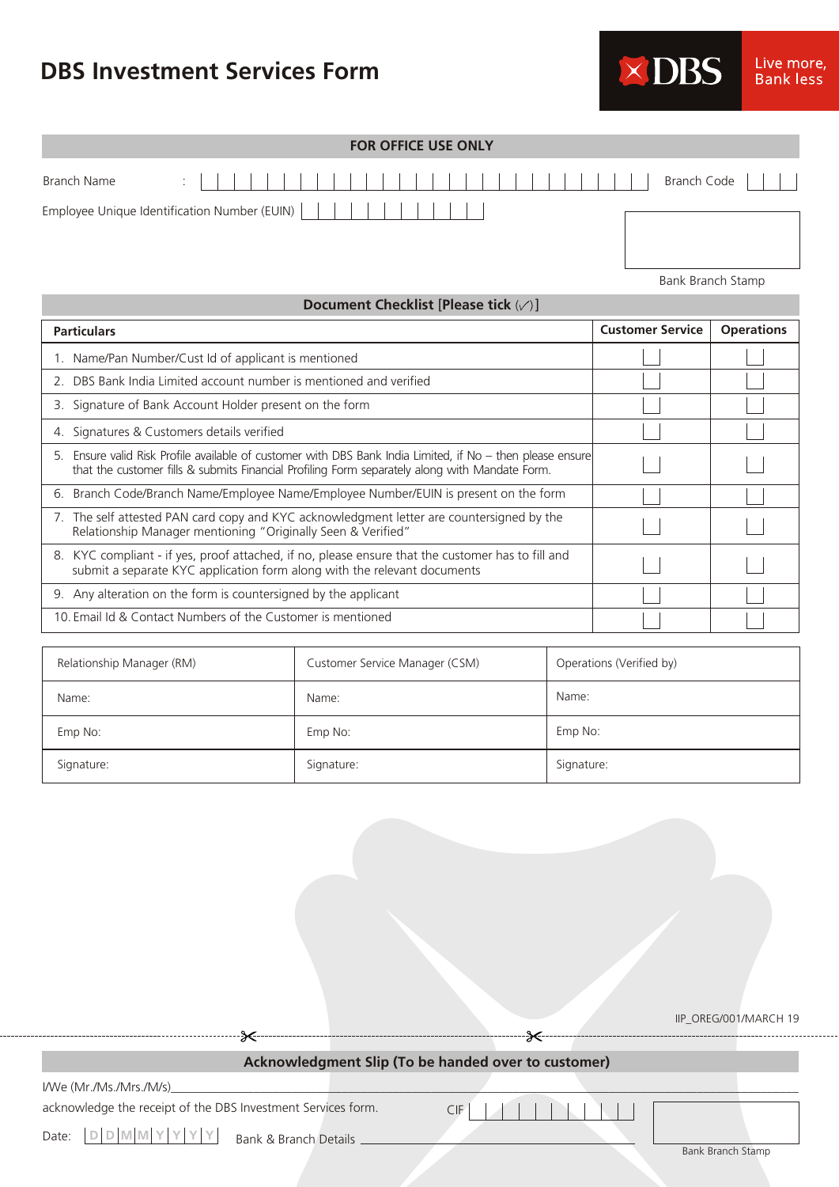# DBS Investment Services Form

DBS Live more, Bank less

## FOR OFFICE USE ONLY

Branch Name : Branch Code

Employee Unique Identification Number (EUIN)

Bank Branch Stamp

## Document Checklist [Please tick (✓)]

| Particulars | Customer Service | Operations |
|---|---|---|
| 1. Name/Pan Number/Cust Id of applicant is mentioned | | |
| 2. DBS Bank India Limited account number is mentioned and verified | | |
| 3. Signature of Bank Account Holder present on the form | | |
| 4. Signatures & Customers details verified | | |
| 5. Ensure valid Risk Profile available of customer with DBS Bank India Limited, if No – then please ensure that the customer fills & submits Financial Profiling Form separately along with Mandate Form. | | |
| 6. Branch Code/Branch Name/Employee Name/Employee Number/EUIN is present on the form | | |
| 7. The self attested PAN card copy and KYC acknowledgment letter are countersigned by the Relationship Manager mentioning "Originally Seen & Verified" | | |
| 8. KYC compliant - if yes, proof attached, if no, please ensure that the customer has to fill and submit a separate KYC application form along with the relevant documents | | |
| 9. Any alteration on the form is countersigned by the applicant | | |
| 10. Email Id & Contact Numbers of the Customer is mentioned | | |

| Relationship Manager (RM) | Customer Service Manager (CSM) | Operations (Verified by) |
|---|---|---|
| Name: | Name: | Name: |
| Emp No: | Emp No: | Emp No: |
| Signature: | Signature: | Signature: |

IIP_OREG/001/MARCH 19

---

## Acknowledgment Slip (To be handed over to customer)

I/We (Mr./Ms./Mrs./M/s)\_\_\_\_\_\_\_\_\_\_\_\_\_\_\_\_\_\_\_\_\_\_\_\_\_\_\_\_\_\_\_\_\_\_\_\_\_\_\_\_

acknowledge the receipt of the DBS Investment Services form. CIF

Date: D D M M Y Y Y Y Bank & Branch Details \_\_\_\_\_\_\_\_\_\_\_\_\_\_\_\_\_\_\_\_\_\_\_\_\_\_\_\_

Bank Branch Stamp